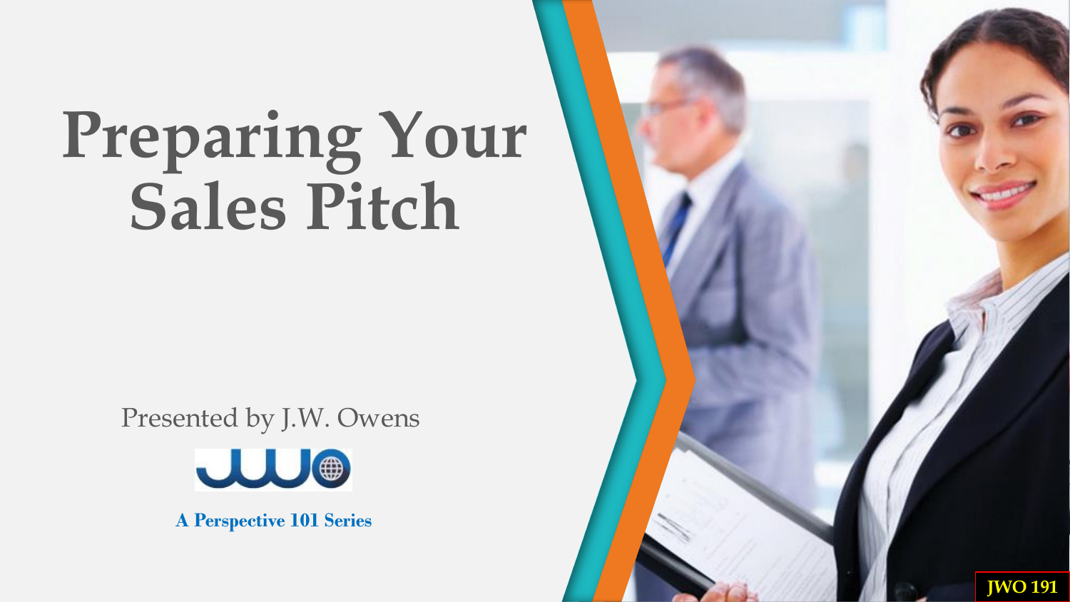# Preparing Your Sales Pitch

Presented by J.W. Owens

**A Perspective 101 Series**

**JWO 191**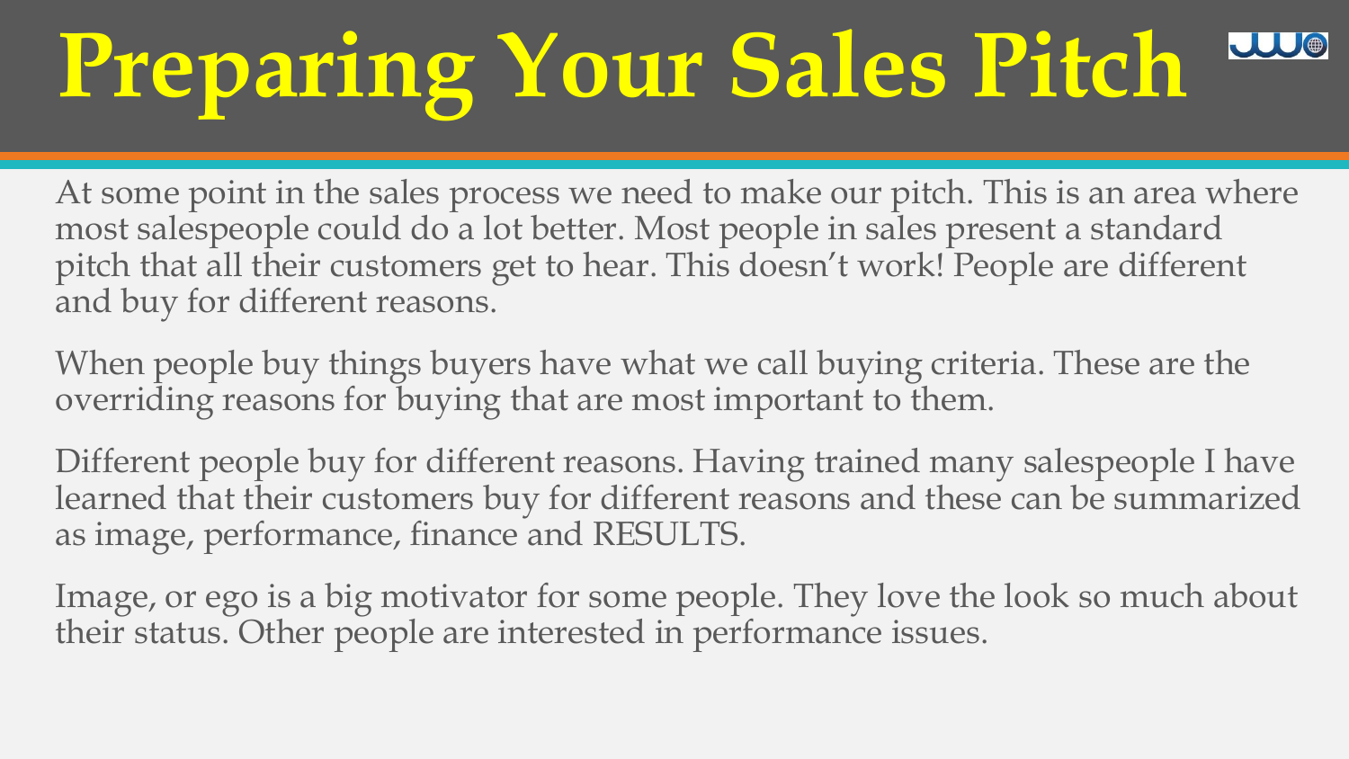# Preparing Your Sales Pitch

At some point in the sales process we need to make our pitch. This is an area where most salespeople could do a lot better. Most people in sales present a standard pitch that all their customers get to hear. This doesn't work! People are different and buy for different reasons.

When people buy things buyers have what we call buying criteria. These are the overriding reasons for buying that are most important to them.

Different people buy for different reasons. Having trained many salespeople I have learned that their customers buy for different reasons and these can be summarized as image, performance, finance and RESULTS.

Image, or ego is a big motivator for some people. They love the look so much about their status. Other people are interested in performance issues.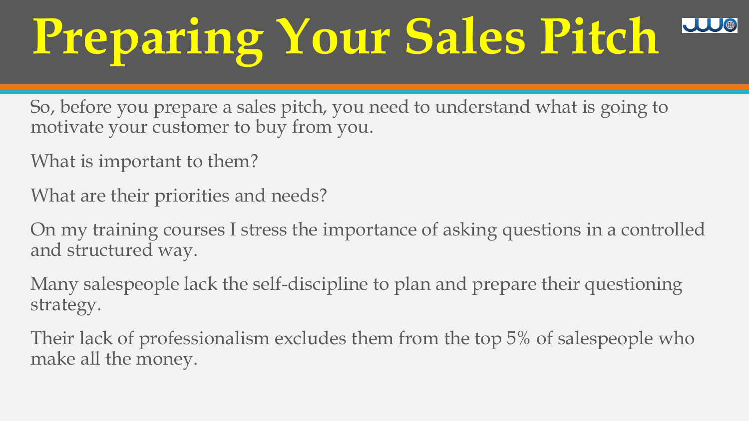# Preparing Your Sales Pitch

So, before you prepare a sales pitch, you need to understand what is going to motivate your customer to buy from you.

What is important to them?

What are their priorities and needs?

On my training courses I stress the importance of asking questions in a controlled and structured way.

Many salespeople lack the self-discipline to plan and prepare their questioning strategy.

Their lack of professionalism excludes them from the top 5% of salespeople who make all the money.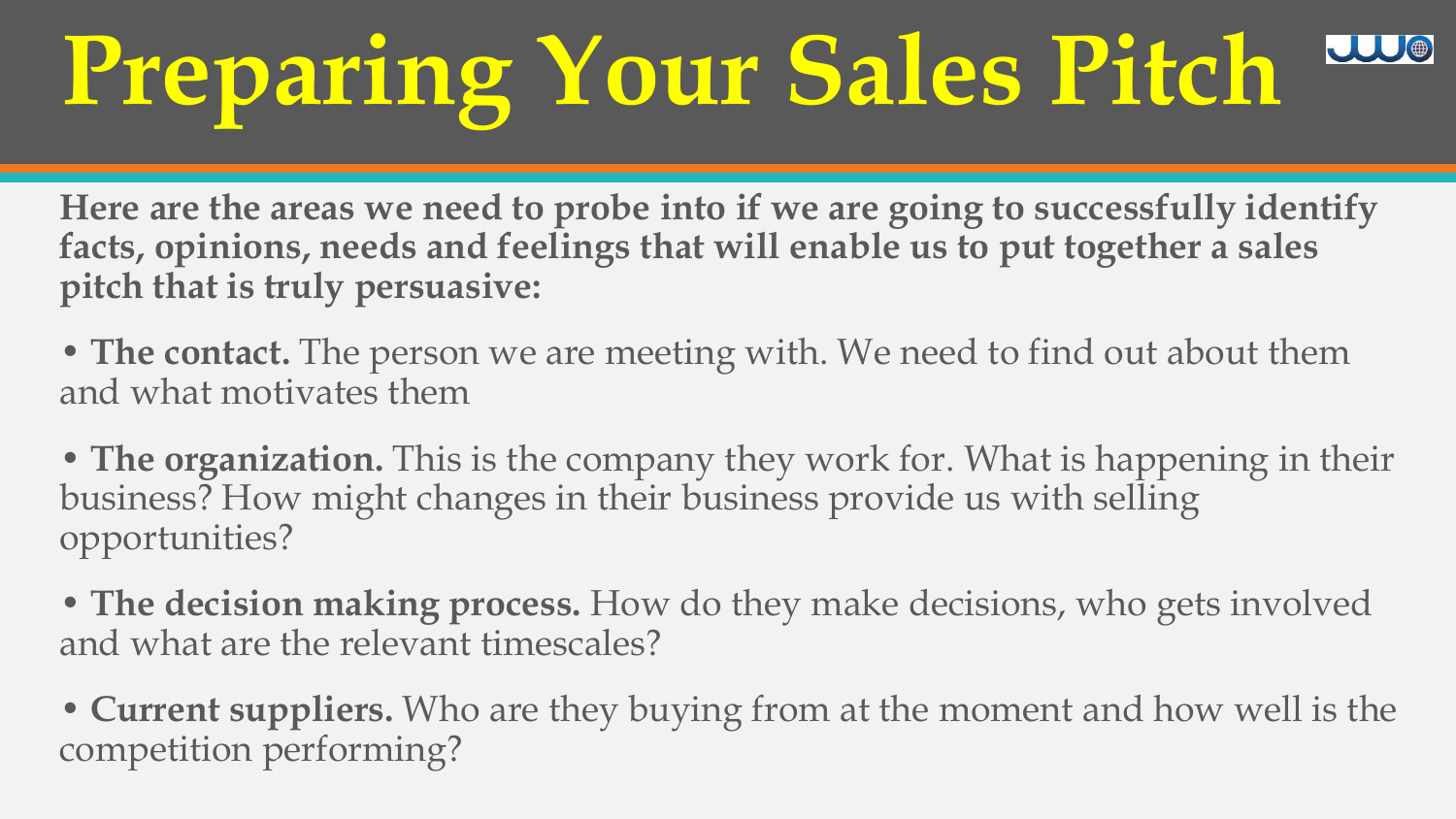# Preparing Your Sales Pitch

**Here are the areas we need to probe into if we are going to successfully identify facts, opinions, needs and feelings that will enable us to put together a sales pitch that is truly persuasive:**

- **The contact.** The person we are meeting with. We need to find out about them and what motivates them
- **The organization.** This is the company they work for. What is happening in their business? How might changes in their business provide us with selling opportunities?
- **The decision making process.** How do they make decisions, who gets involved and what are the relevant timescales?
- **Current suppliers.** Who are they buying from at the moment and how well is the competition performing?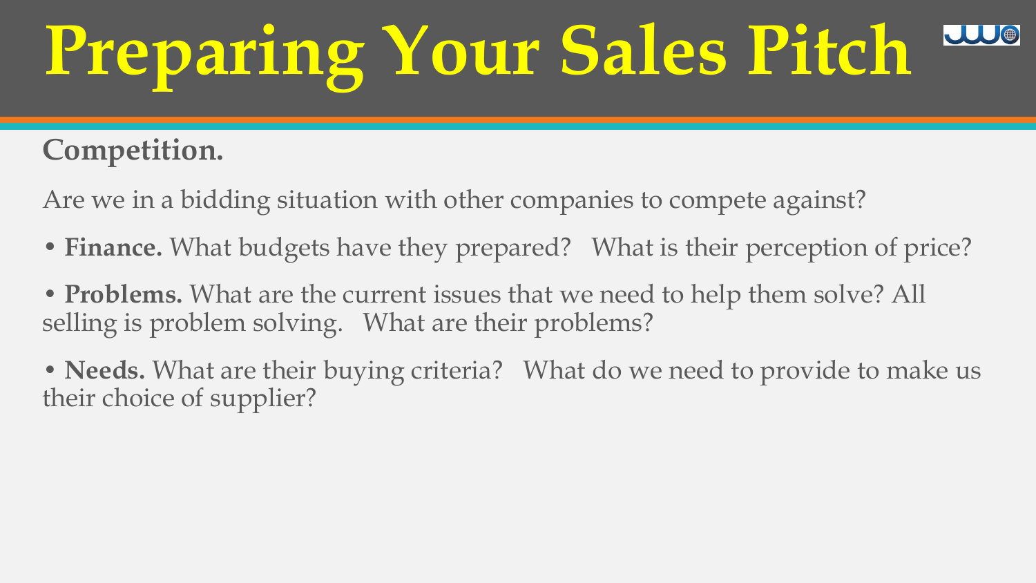# Preparing Your Sales Pitch

**Competition.**

Are we in a bidding situation with other companies to compete against?

- **Finance.** What budgets have they prepared? What is their perception of price?
- **Problems.** What are the current issues that we need to help them solve? All selling is problem solving. What are their problems?
- **Needs.** What are their buying criteria? What do we need to provide to make us their choice of supplier?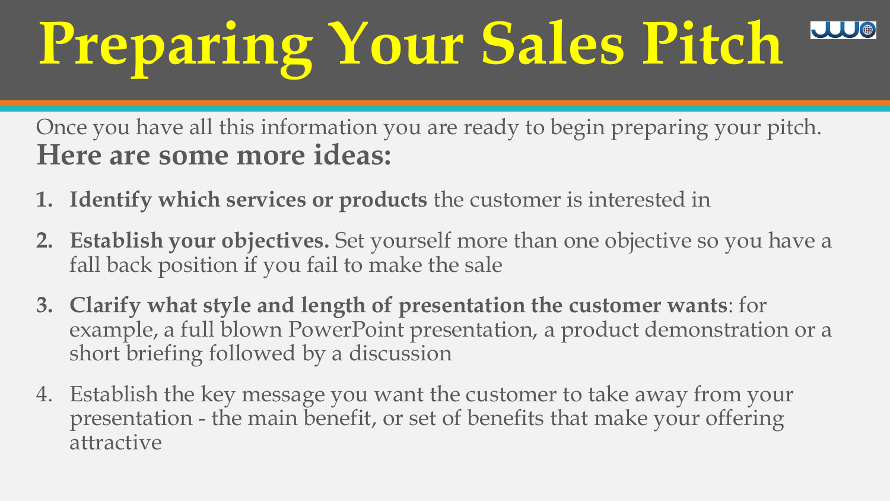# Preparing Your Sales Pitch

Once you have all this information you are ready to begin preparing your pitch. **Here are some more ideas:**

1. **Identify which services or products** the customer is interested in
2. **Establish your objectives.** Set yourself more than one objective so you have a fall back position if you fail to make the sale
3. **Clarify what style and length of presentation the customer wants**: for example, a full blown PowerPoint presentation, a product demonstration or a short briefing followed by a discussion
4. Establish the key message you want the customer to take away from your presentation - the main benefit, or set of benefits that make your offering attractive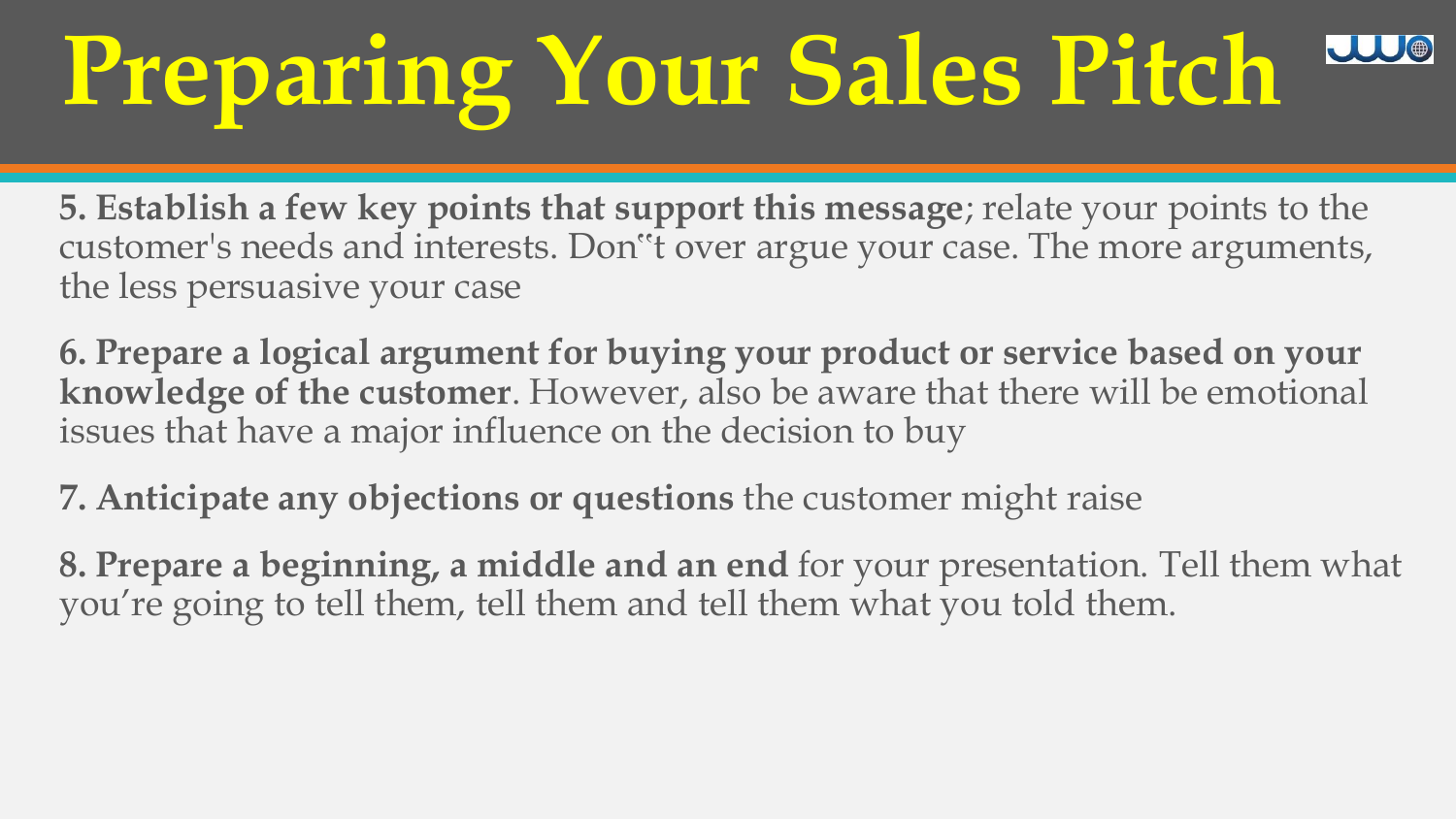# Preparing Your Sales Pitch

**5. Establish a few key points that support this message**; relate your points to the customer's needs and interests. Don‟t over argue your case. The more arguments, the less persuasive your case

**6. Prepare a logical argument for buying your product or service based on your knowledge of the customer**. However, also be aware that there will be emotional issues that have a major influence on the decision to buy

**7. Anticipate any objections or questions** the customer might raise

**8. Prepare a beginning, a middle and an end** for your presentation. Tell them what you're going to tell them, tell them and tell them what you told them.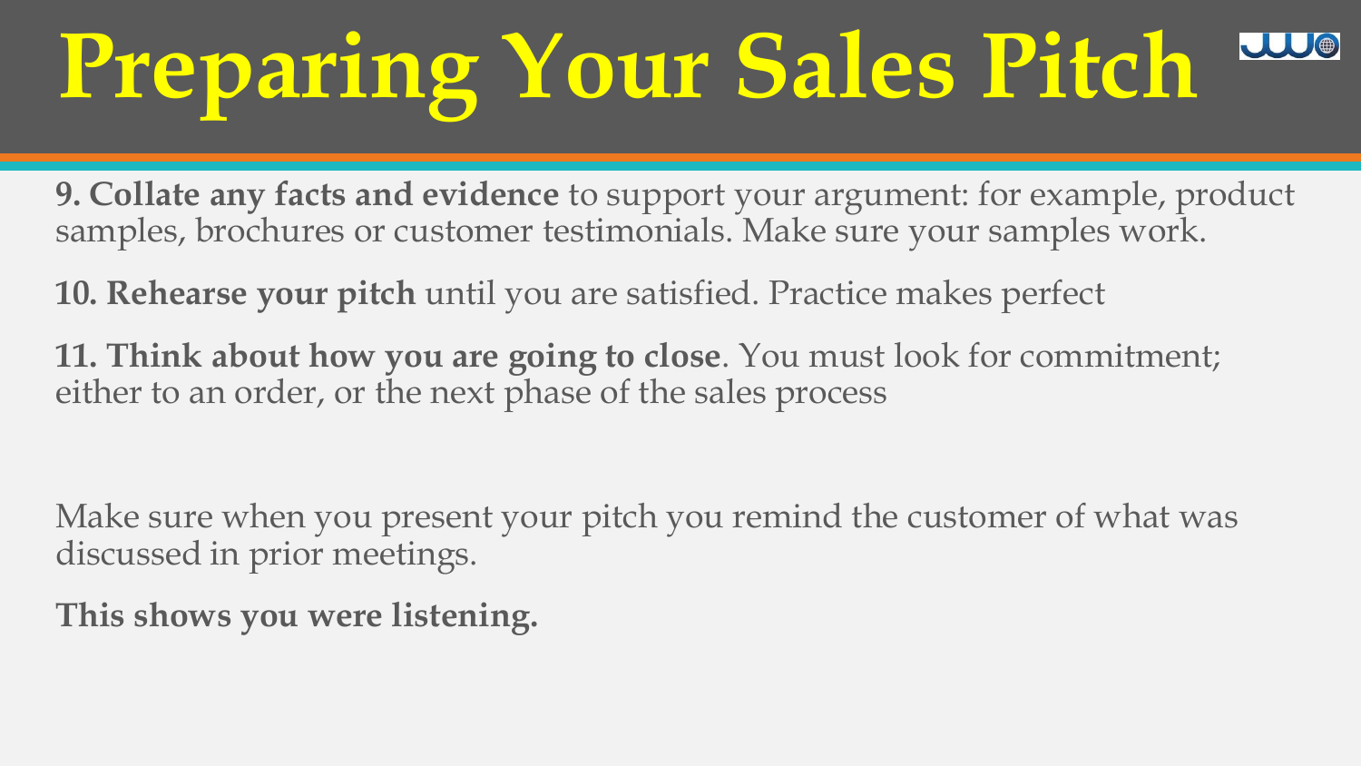# Preparing Your Sales Pitch

**9. Collate any facts and evidence** to support your argument: for example, product samples, brochures or customer testimonials. Make sure your samples work.

**10. Rehearse your pitch** until you are satisfied. Practice makes perfect

**11. Think about how you are going to close**. You must look for commitment; either to an order, or the next phase of the sales process

Make sure when you present your pitch you remind the customer of what was discussed in prior meetings.

**This shows you were listening.**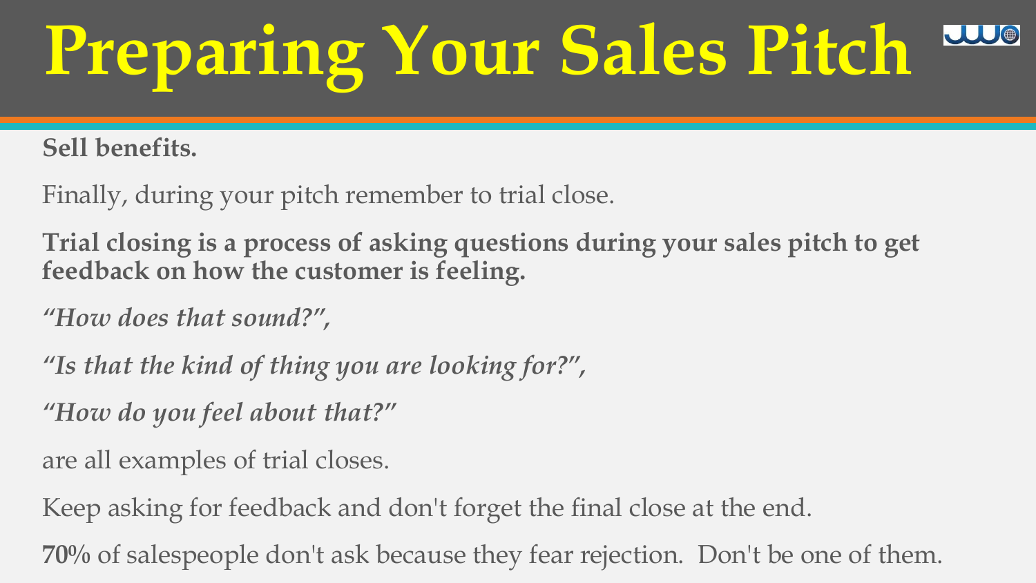# Preparing Your Sales Pitch

**Sell benefits.**

Finally, during your pitch remember to trial close.

**Trial closing is a process of asking questions during your sales pitch to get feedback on how the customer is feeling.**

***"How does that sound?",***

***"Is that the kind of thing you are looking for?",***

***"How do you feel about that?"***

are all examples of trial closes.

Keep asking for feedback and don't forget the final close at the end.

**70%** of salespeople don't ask because they fear rejection. Don't be one of them.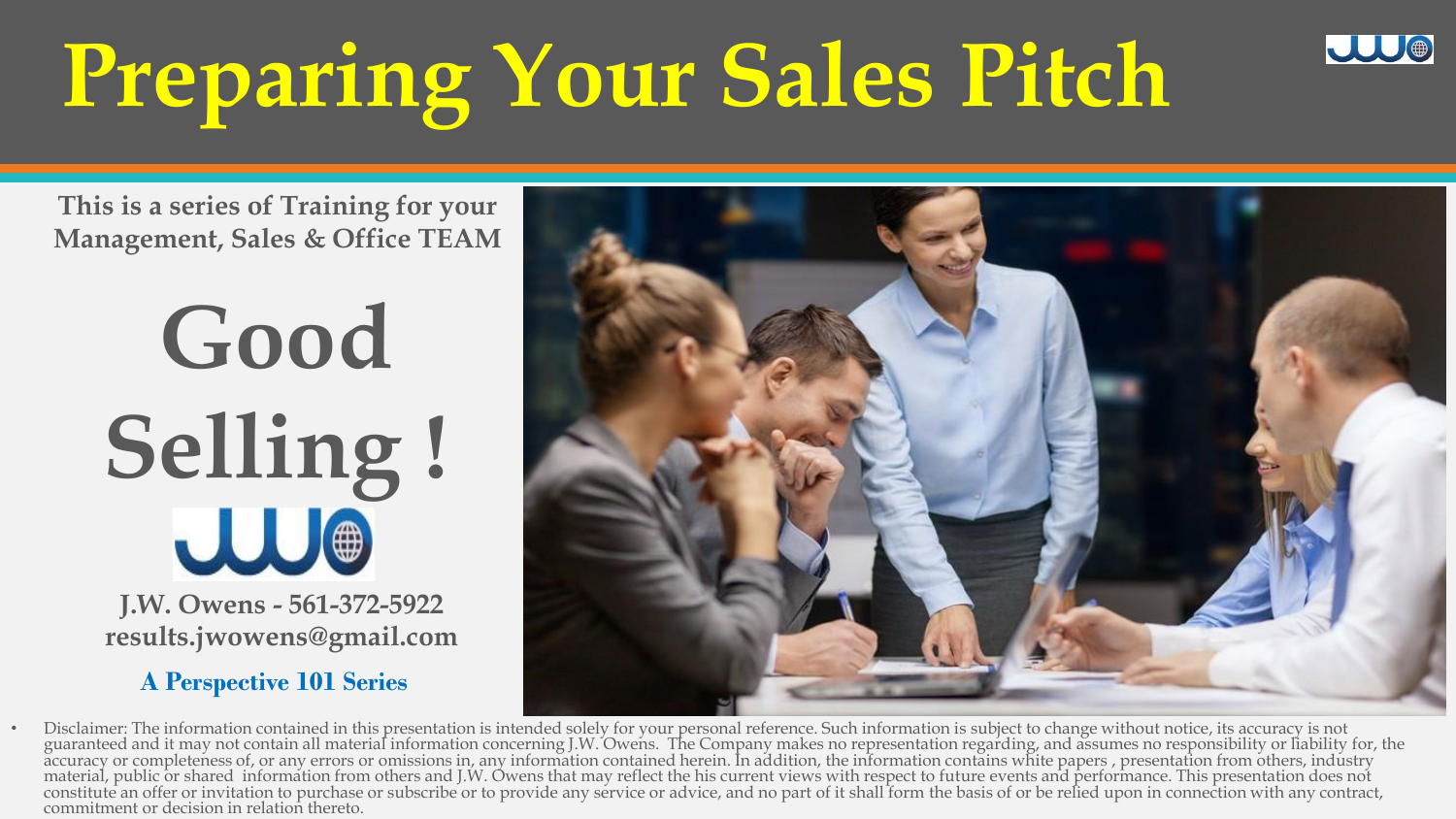# Preparing Your Sales Pitch

This is a series of Training for your Management, Sales & Office TEAM

## Good Selling !

J.W. Owens - 561-372-5922
results.jwowens@gmail.com

**A Perspective 101 Series**

- Disclaimer: The information contained in this presentation is intended solely for your personal reference. Such information is subject to change without notice, its accuracy is not guaranteed and it may not contain all material information concerning J.W. Owens. The Company makes no representation regarding, and assumes no responsibility or liability for, the accuracy or completeness of, or any errors or omissions in, any information contained herein. In addition, the information contains white papers , presentation from others, industry material, public or shared information from others and J.W. Owens that may reflect the his current views with respect to future events and performance. This presentation does not constitute an offer or invitation to purchase or subscribe or to provide any service or advice, and no part of it shall form the basis of or be relied upon in connection with any contract, commitment or decision in relation thereto.